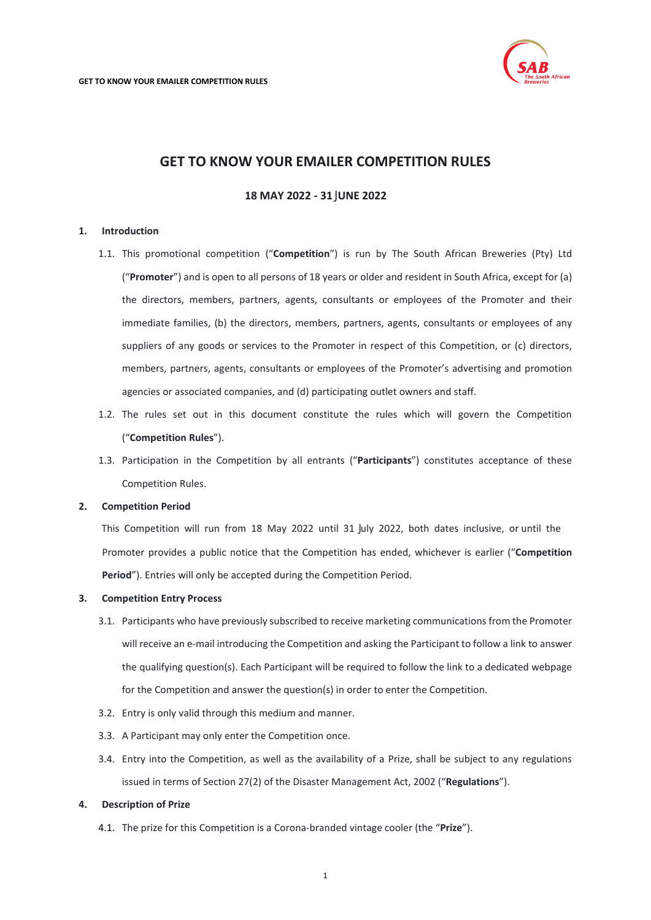# GET TO KNOW YOUR EMAILER COMPETITION RULES

**18 MAY 2022 - 31 JUNE 2022**

## 1. Introduction

1.1. This promotional competition ("**Competition**") is run by The South African Breweries (Pty) Ltd ("**Promoter**") and is open to all persons of 18 years or older and resident in South Africa, except for (a) the directors, members, partners, agents, consultants or employees of the Promoter and their immediate families, (b) the directors, members, partners, agents, consultants or employees of any suppliers of any goods or services to the Promoter in respect of this Competition, or (c) directors, members, partners, agents, consultants or employees of the Promoter's advertising and promotion agencies or associated companies, and (d) participating outlet owners and staff.

1.2. The rules set out in this document constitute the rules which will govern the Competition ("**Competition Rules**").

1.3. Participation in the Competition by all entrants ("**Participants**") constitutes acceptance of these Competition Rules.

## 2. Competition Period

This Competition will run from 18 May 2022 until 31 July 2022, both dates inclusive, or until the Promoter provides a public notice that the Competition has ended, whichever is earlier ("**Competition Period**"). Entries will only be accepted during the Competition Period.

## 3. Competition Entry Process

3.1. Participants who have previously subscribed to receive marketing communications from the Promoter will receive an e-mail introducing the Competition and asking the Participant to follow a link to answer the qualifying question(s). Each Participant will be required to follow the link to a dedicated webpage for the Competition and answer the question(s) in order to enter the Competition.

3.2. Entry is only valid through this medium and manner.

3.3. A Participant may only enter the Competition once.

3.4. Entry into the Competition, as well as the availability of a Prize, shall be subject to any regulations issued in terms of Section 27(2) of the Disaster Management Act, 2002 ("**Regulations**").

## 4. Description of Prize

4.1. The prize for this Competition is a Corona-branded vintage cooler (the "**Prize**").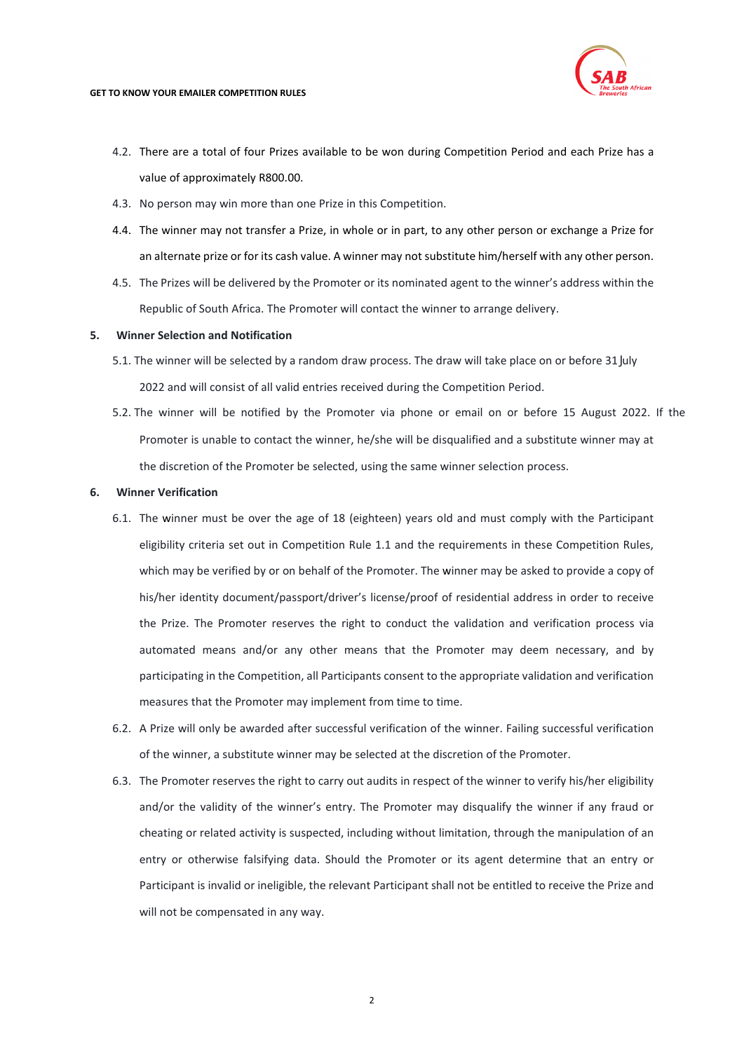4.2. There are a total of four Prizes available to be won during Competition Period and each Prize has a value of approximately R800.00.

4.3. No person may win more than one Prize in this Competition.

4.4. The winner may not transfer a Prize, in whole or in part, to any other person or exchange a Prize for an alternate prize or for its cash value. A winner may not substitute him/herself with any other person.

4.5. The Prizes will be delivered by the Promoter or its nominated agent to the winner's address within the Republic of South Africa. The Promoter will contact the winner to arrange delivery.

**5. Winner Selection and Notification**

5.1. The winner will be selected by a random draw process. The draw will take place on or before 31 July 2022 and will consist of all valid entries received during the Competition Period.

5.2. The winner will be notified by the Promoter via phone or email on or before 15 August 2022. If the Promoter is unable to contact the winner, he/she will be disqualified and a substitute winner may at the discretion of the Promoter be selected, using the same winner selection process.

**6. Winner Verification**

6.1. The winner must be over the age of 18 (eighteen) years old and must comply with the Participant eligibility criteria set out in Competition Rule 1.1 and the requirements in these Competition Rules, which may be verified by or on behalf of the Promoter. The winner may be asked to provide a copy of his/her identity document/passport/driver's license/proof of residential address in order to receive the Prize. The Promoter reserves the right to conduct the validation and verification process via automated means and/or any other means that the Promoter may deem necessary, and by participating in the Competition, all Participants consent to the appropriate validation and verification measures that the Promoter may implement from time to time.

6.2. A Prize will only be awarded after successful verification of the winner. Failing successful verification of the winner, a substitute winner may be selected at the discretion of the Promoter.

6.3. The Promoter reserves the right to carry out audits in respect of the winner to verify his/her eligibility and/or the validity of the winner's entry. The Promoter may disqualify the winner if any fraud or cheating or related activity is suspected, including without limitation, through the manipulation of an entry or otherwise falsifying data. Should the Promoter or its agent determine that an entry or Participant is invalid or ineligible, the relevant Participant shall not be entitled to receive the Prize and will not be compensated in any way.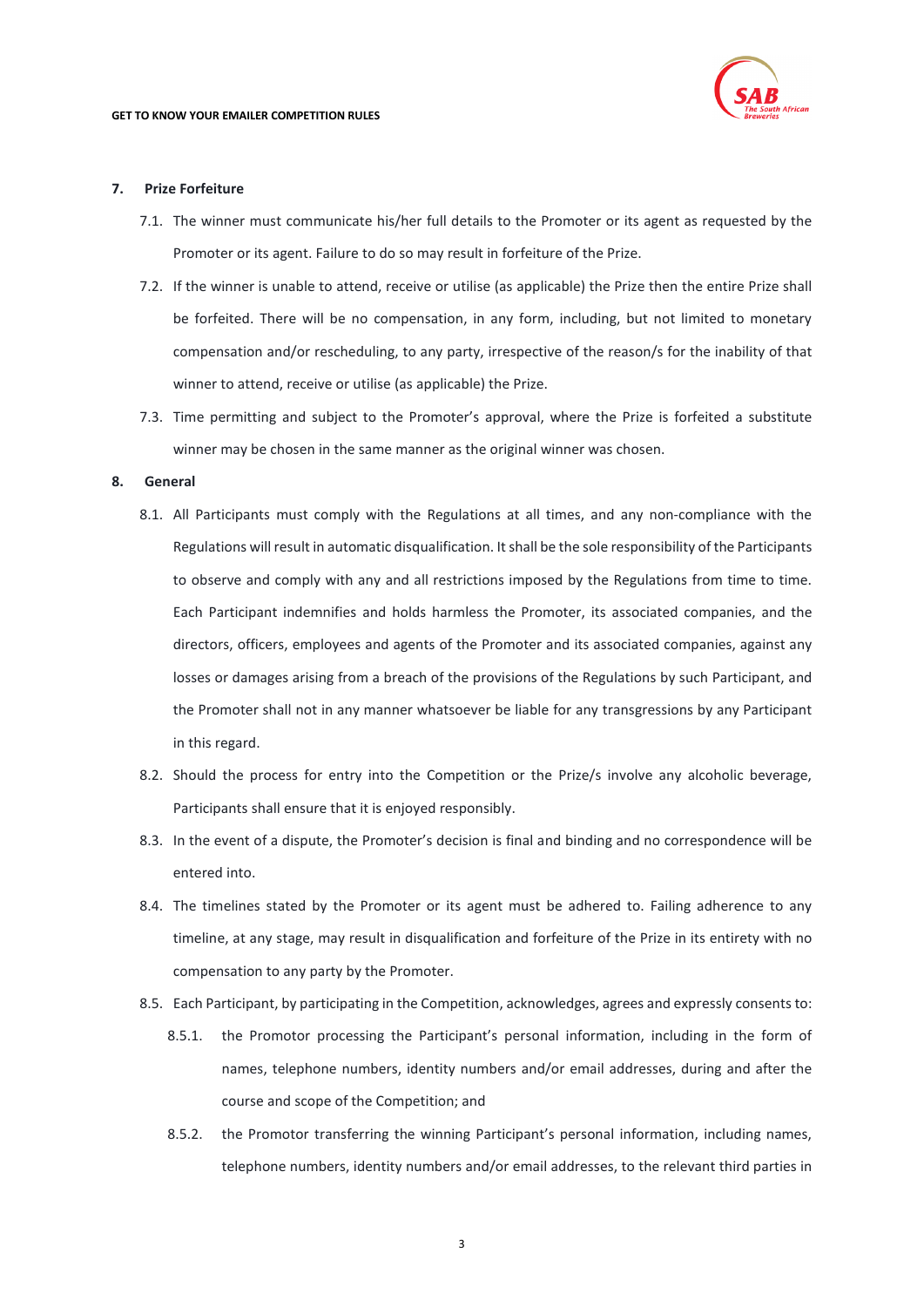## 7. Prize Forfeiture

7.1. The winner must communicate his/her full details to the Promoter or its agent as requested by the Promoter or its agent. Failure to do so may result in forfeiture of the Prize.

7.2. If the winner is unable to attend, receive or utilise (as applicable) the Prize then the entire Prize shall be forfeited. There will be no compensation, in any form, including, but not limited to monetary compensation and/or rescheduling, to any party, irrespective of the reason/s for the inability of that winner to attend, receive or utilise (as applicable) the Prize.

7.3. Time permitting and subject to the Promoter's approval, where the Prize is forfeited a substitute winner may be chosen in the same manner as the original winner was chosen.

## 8. General

8.1. All Participants must comply with the Regulations at all times, and any non-compliance with the Regulations will result in automatic disqualification. It shall be the sole responsibility of the Participants to observe and comply with any and all restrictions imposed by the Regulations from time to time. Each Participant indemnifies and holds harmless the Promoter, its associated companies, and the directors, officers, employees and agents of the Promoter and its associated companies, against any losses or damages arising from a breach of the provisions of the Regulations by such Participant, and the Promoter shall not in any manner whatsoever be liable for any transgressions by any Participant in this regard.

8.2. Should the process for entry into the Competition or the Prize/s involve any alcoholic beverage, Participants shall ensure that it is enjoyed responsibly.

8.3. In the event of a dispute, the Promoter's decision is final and binding and no correspondence will be entered into.

8.4. The timelines stated by the Promoter or its agent must be adhered to. Failing adherence to any timeline, at any stage, may result in disqualification and forfeiture of the Prize in its entirety with no compensation to any party by the Promoter.

8.5. Each Participant, by participating in the Competition, acknowledges, agrees and expressly consents to:

8.5.1. the Promotor processing the Participant's personal information, including in the form of names, telephone numbers, identity numbers and/or email addresses, during and after the course and scope of the Competition; and

8.5.2. the Promotor transferring the winning Participant's personal information, including names, telephone numbers, identity numbers and/or email addresses, to the relevant third parties in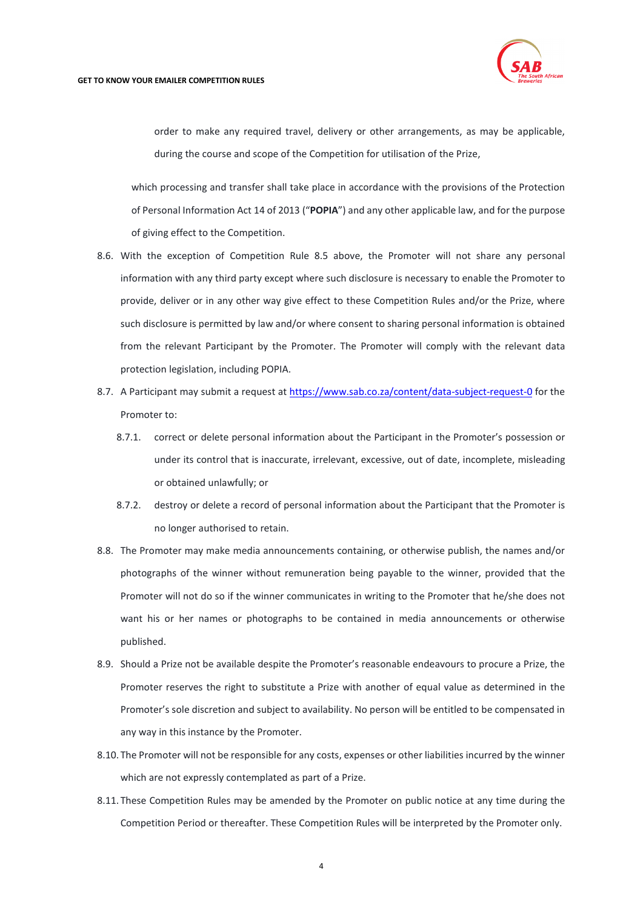order to make any required travel, delivery or other arrangements, as may be applicable, during the course and scope of the Competition for utilisation of the Prize,

which processing and transfer shall take place in accordance with the provisions of the Protection of Personal Information Act 14 of 2013 ("**POPIA**") and any other applicable law, and for the purpose of giving effect to the Competition.

8.6. With the exception of Competition Rule 8.5 above, the Promoter will not share any personal information with any third party except where such disclosure is necessary to enable the Promoter to provide, deliver or in any other way give effect to these Competition Rules and/or the Prize, where such disclosure is permitted by law and/or where consent to sharing personal information is obtained from the relevant Participant by the Promoter. The Promoter will comply with the relevant data protection legislation, including POPIA.

8.7. A Participant may submit a request at https://www.sab.co.za/content/data-subject-request-0 for the Promoter to:

8.7.1. correct or delete personal information about the Participant in the Promoter's possession or under its control that is inaccurate, irrelevant, excessive, out of date, incomplete, misleading or obtained unlawfully; or

8.7.2. destroy or delete a record of personal information about the Participant that the Promoter is no longer authorised to retain.

8.8. The Promoter may make media announcements containing, or otherwise publish, the names and/or photographs of the winner without remuneration being payable to the winner, provided that the Promoter will not do so if the winner communicates in writing to the Promoter that he/she does not want his or her names or photographs to be contained in media announcements or otherwise published.

8.9. Should a Prize not be available despite the Promoter's reasonable endeavours to procure a Prize, the Promoter reserves the right to substitute a Prize with another of equal value as determined in the Promoter's sole discretion and subject to availability. No person will be entitled to be compensated in any way in this instance by the Promoter.

8.10. The Promoter will not be responsible for any costs, expenses or other liabilities incurred by the winner which are not expressly contemplated as part of a Prize.

8.11. These Competition Rules may be amended by the Promoter on public notice at any time during the Competition Period or thereafter. These Competition Rules will be interpreted by the Promoter only.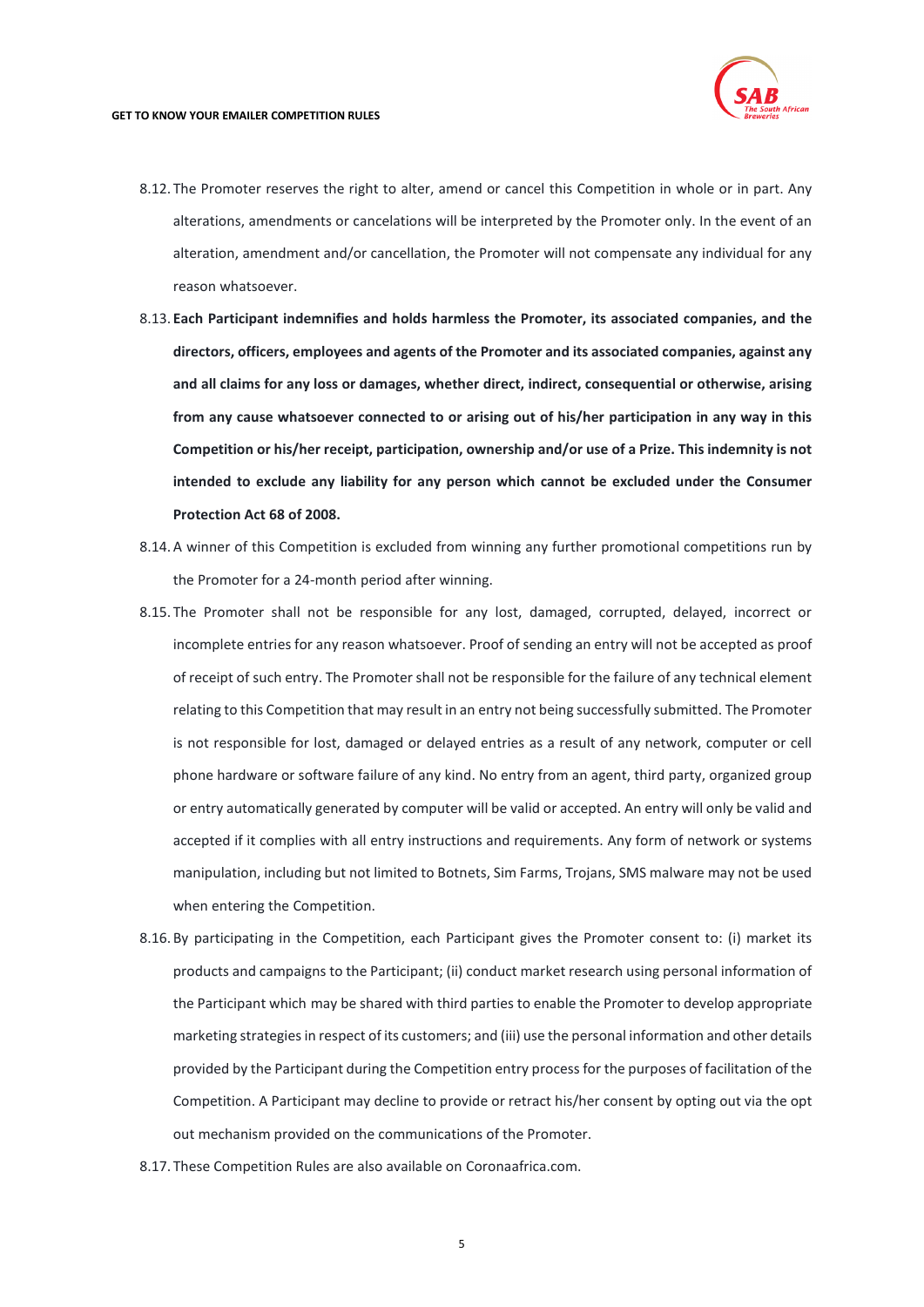8.12. The Promoter reserves the right to alter, amend or cancel this Competition in whole or in part. Any alterations, amendments or cancelations will be interpreted by the Promoter only. In the event of an alteration, amendment and/or cancellation, the Promoter will not compensate any individual for any reason whatsoever.

8.13. **Each Participant indemnifies and holds harmless the Promoter, its associated companies, and the directors, officers, employees and agents of the Promoter and its associated companies, against any and all claims for any loss or damages, whether direct, indirect, consequential or otherwise, arising from any cause whatsoever connected to or arising out of his/her participation in any way in this Competition or his/her receipt, participation, ownership and/or use of a Prize. This indemnity is not intended to exclude any liability for any person which cannot be excluded under the Consumer Protection Act 68 of 2008.**

8.14. A winner of this Competition is excluded from winning any further promotional competitions run by the Promoter for a 24-month period after winning.

8.15. The Promoter shall not be responsible for any lost, damaged, corrupted, delayed, incorrect or incomplete entries for any reason whatsoever. Proof of sending an entry will not be accepted as proof of receipt of such entry. The Promoter shall not be responsible for the failure of any technical element relating to this Competition that may result in an entry not being successfully submitted. The Promoter is not responsible for lost, damaged or delayed entries as a result of any network, computer or cell phone hardware or software failure of any kind. No entry from an agent, third party, organized group or entry automatically generated by computer will be valid or accepted. An entry will only be valid and accepted if it complies with all entry instructions and requirements. Any form of network or systems manipulation, including but not limited to Botnets, Sim Farms, Trojans, SMS malware may not be used when entering the Competition.

8.16. By participating in the Competition, each Participant gives the Promoter consent to: (i) market its products and campaigns to the Participant; (ii) conduct market research using personal information of the Participant which may be shared with third parties to enable the Promoter to develop appropriate marketing strategies in respect of its customers; and (iii) use the personal information and other details provided by the Participant during the Competition entry process for the purposes of facilitation of the Competition. A Participant may decline to provide or retract his/her consent by opting out via the opt out mechanism provided on the communications of the Promoter.

8.17. These Competition Rules are also available on Coronaafrica.com.